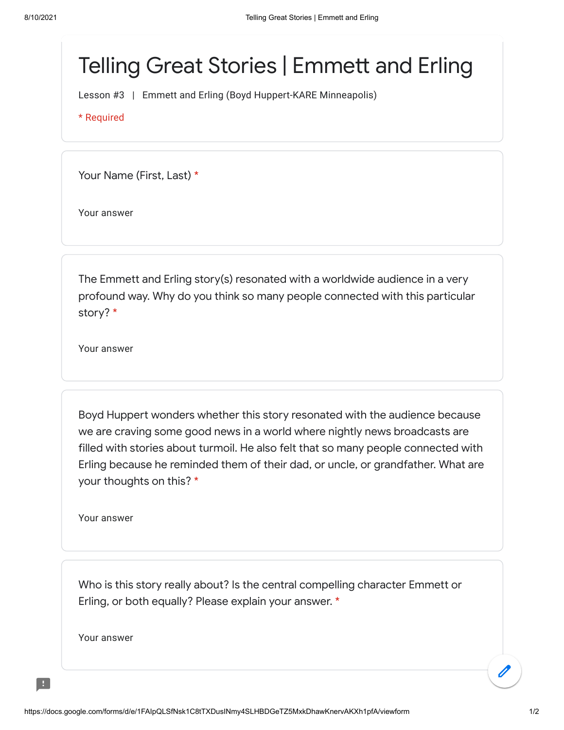# Telling Great Stories | Emmett and Erling

Lesson #3 | Emmett and Erling (Boyd Huppert-KARE Minneapolis)

* Required

Your Name (First, Last) *

Your answer

The Emmett and Erling story(s) resonated with a worldwide audience in a very profound way. Why do you think so many people connected with this particular story? *

Your answer

Boyd Huppert wonders whether this story resonated with the audience because we are craving some good news in a world where nightly news broadcasts are filled with stories about turmoil. He also felt that so many people connected with Erling because he reminded them of their dad, or uncle, or grandfather. What are your thoughts on this? *

Your answer

Who is this story really about? Is the central compelling character Emmett or Erling, or both equally? Please explain your answer. *

Your answer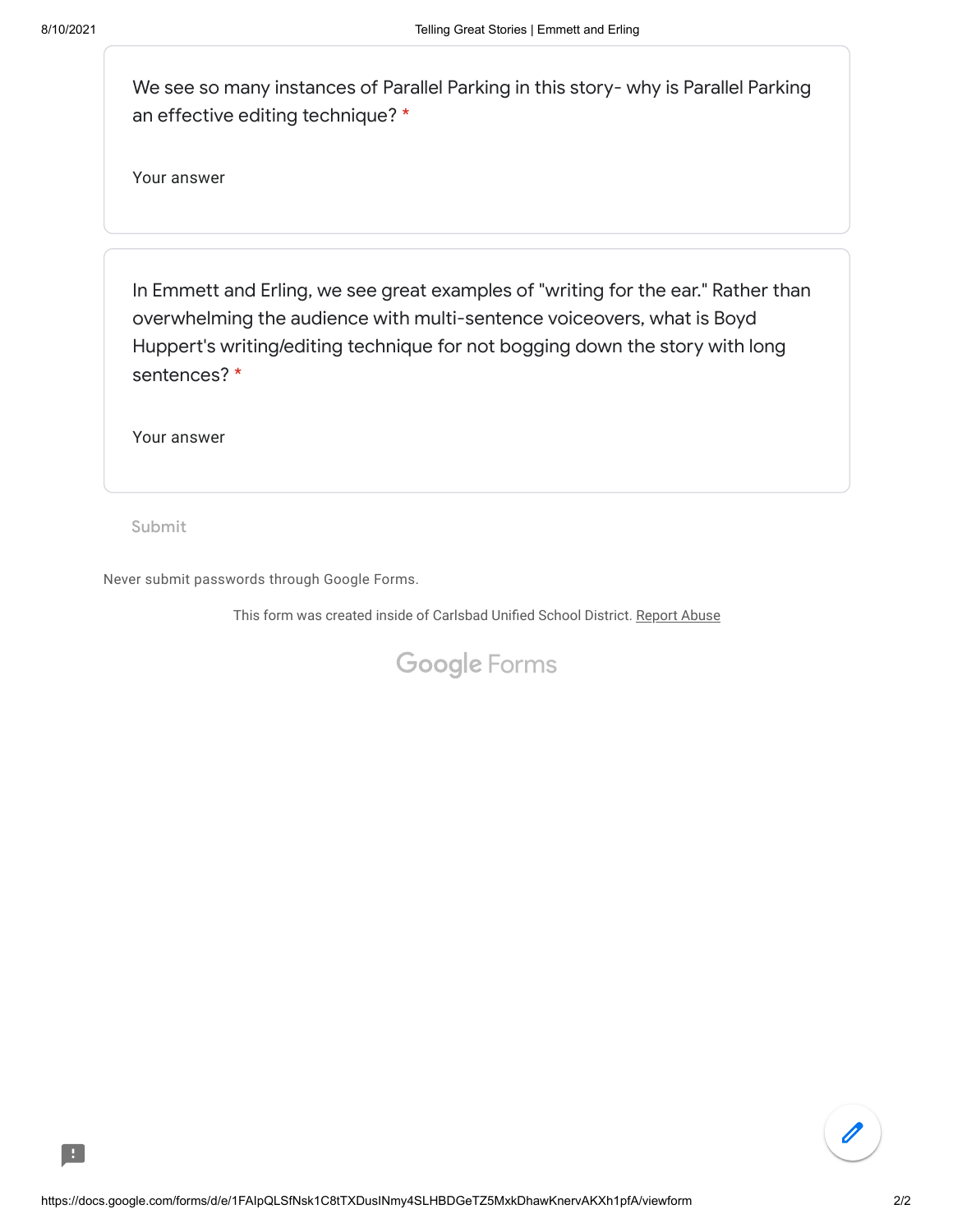We see so many instances of Parallel Parking in this story- why is Parallel Parking an effective editing technique? *

Your answer

In Emmett and Erling, we see great examples of "writing for the ear." Rather than overwhelming the audience with multi-sentence voiceovers, what is Boyd Huppert's writing/editing technique for not bogging down the story with long sentences? *

Your answer

Submit

Never submit passwords through Google Forms.

This form was created inside of Carlsbad Unified School District. Report Abuse

Google Forms